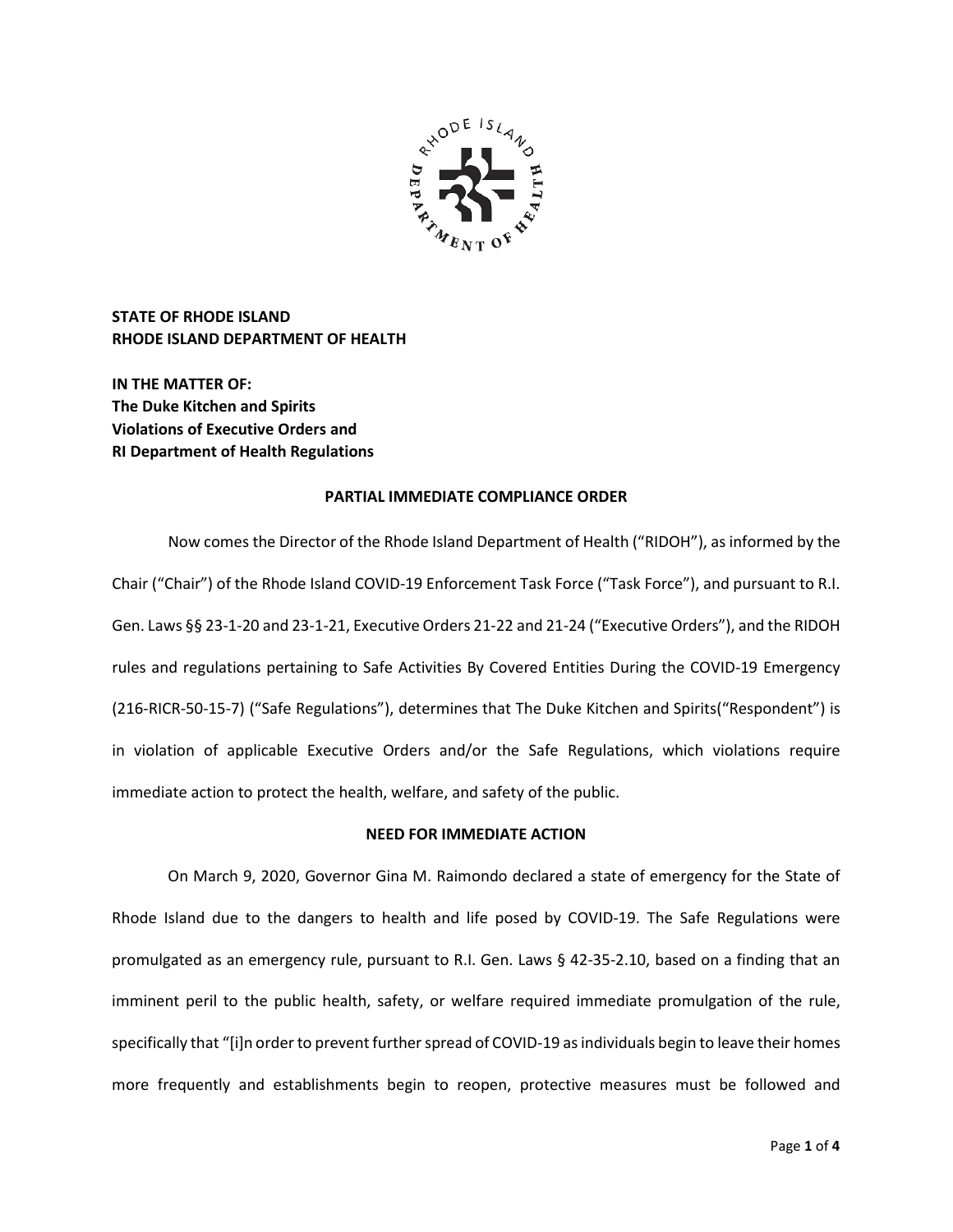**STATE OF RHODE ISLAND**
**RHODE ISLAND DEPARTMENT OF HEALTH**

**IN THE MATTER OF:**
**The Duke Kitchen and Spirits**
**Violations of Executive Orders and**
**RI Department of Health Regulations**

## PARTIAL IMMEDIATE COMPLIANCE ORDER

Now comes the Director of the Rhode Island Department of Health ("RIDOH"), as informed by the Chair ("Chair") of the Rhode Island COVID-19 Enforcement Task Force ("Task Force"), and pursuant to R.I. Gen. Laws §§ 23-1-20 and 23-1-21, Executive Orders 21-22 and 21-24 ("Executive Orders"), and the RIDOH rules and regulations pertaining to Safe Activities By Covered Entities During the COVID-19 Emergency (216-RICR-50-15-7) ("Safe Regulations"), determines that The Duke Kitchen and Spirits("Respondent") is in violation of applicable Executive Orders and/or the Safe Regulations, which violations require immediate action to protect the health, welfare, and safety of the public.

## NEED FOR IMMEDIATE ACTION

On March 9, 2020, Governor Gina M. Raimondo declared a state of emergency for the State of Rhode Island due to the dangers to health and life posed by COVID-19. The Safe Regulations were promulgated as an emergency rule, pursuant to R.I. Gen. Laws § 42-35-2.10, based on a finding that an imminent peril to the public health, safety, or welfare required immediate promulgation of the rule, specifically that "[i]n order to prevent further spread of COVID-19 as individuals begin to leave their homes more frequently and establishments begin to reopen, protective measures must be followed and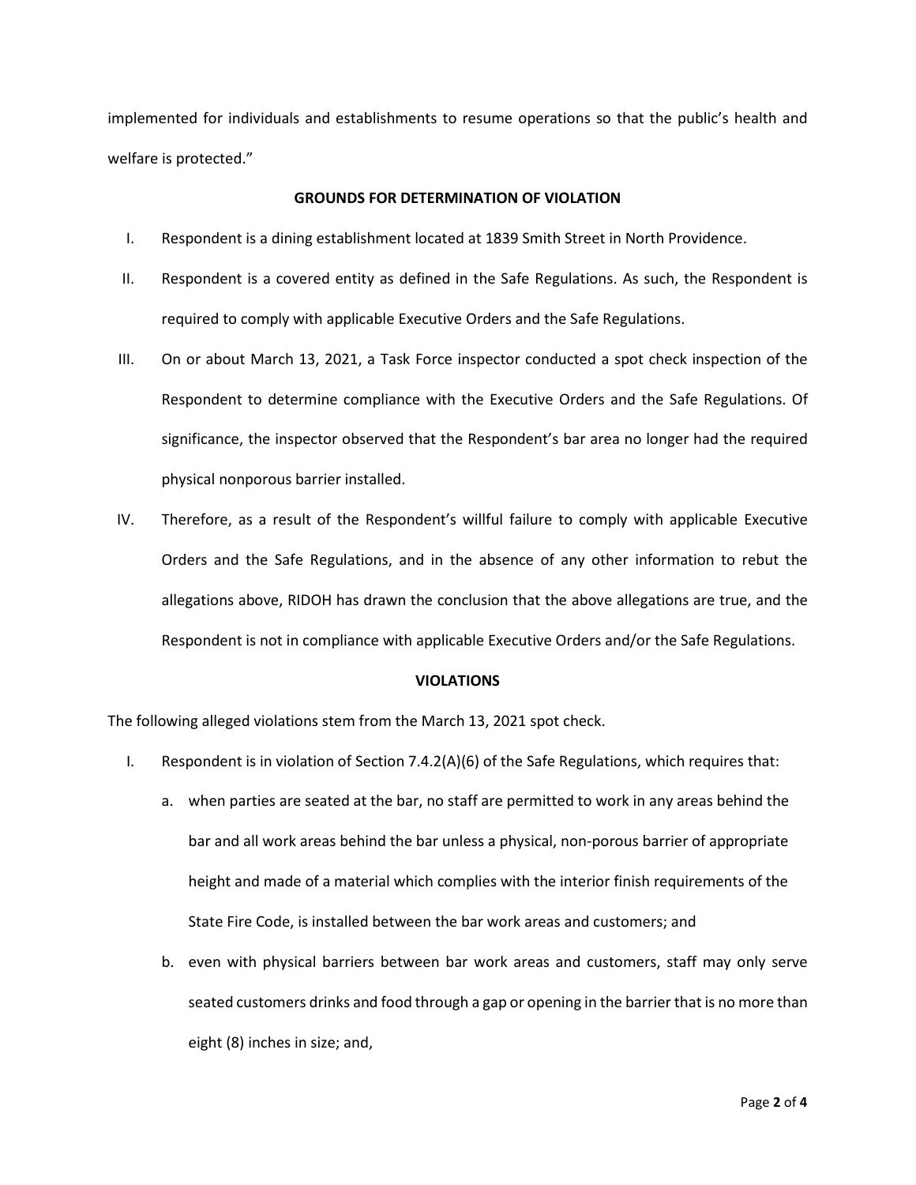implemented for individuals and establishments to resume operations so that the public's health and welfare is protected."

## GROUNDS FOR DETERMINATION OF VIOLATION

I. Respondent is a dining establishment located at 1839 Smith Street in North Providence.

II. Respondent is a covered entity as defined in the Safe Regulations. As such, the Respondent is required to comply with applicable Executive Orders and the Safe Regulations.

III. On or about March 13, 2021, a Task Force inspector conducted a spot check inspection of the Respondent to determine compliance with the Executive Orders and the Safe Regulations. Of significance, the inspector observed that the Respondent's bar area no longer had the required physical nonporous barrier installed.

IV. Therefore, as a result of the Respondent's willful failure to comply with applicable Executive Orders and the Safe Regulations, and in the absence of any other information to rebut the allegations above, RIDOH has drawn the conclusion that the above allegations are true, and the Respondent is not in compliance with applicable Executive Orders and/or the Safe Regulations.

## VIOLATIONS

The following alleged violations stem from the March 13, 2021 spot check.

I. Respondent is in violation of Section 7.4.2(A)(6) of the Safe Regulations, which requires that:

   a. when parties are seated at the bar, no staff are permitted to work in any areas behind the bar and all work areas behind the bar unless a physical, non-porous barrier of appropriate height and made of a material which complies with the interior finish requirements of the State Fire Code, is installed between the bar work areas and customers; and

   b. even with physical barriers between bar work areas and customers, staff may only serve seated customers drinks and food through a gap or opening in the barrier that is no more than eight (8) inches in size; and,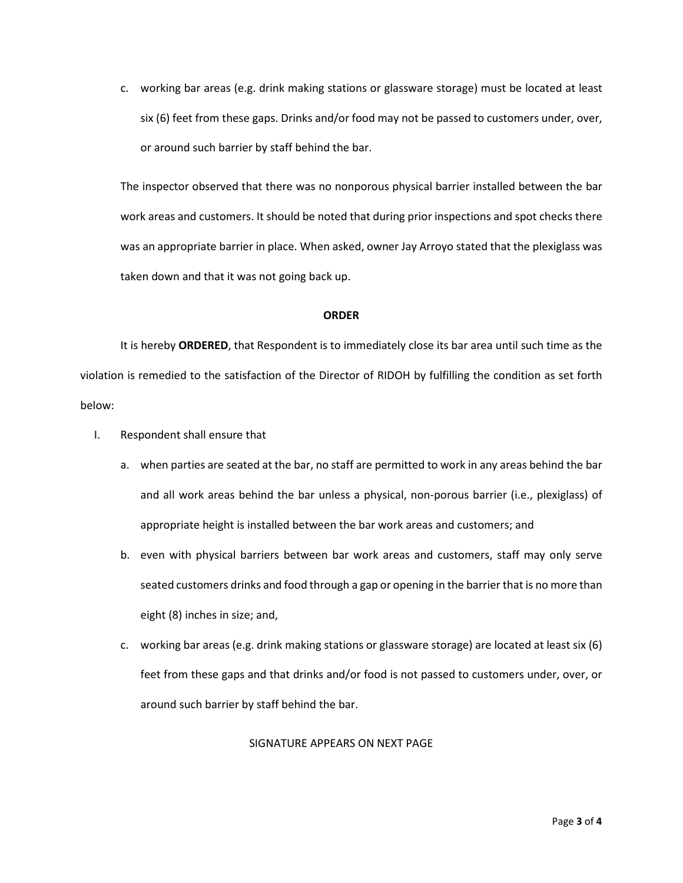c. working bar areas (e.g. drink making stations or glassware storage) must be located at least six (6) feet from these gaps. Drinks and/or food may not be passed to customers under, over, or around such barrier by staff behind the bar.

The inspector observed that there was no nonporous physical barrier installed between the bar work areas and customers. It should be noted that during prior inspections and spot checks there was an appropriate barrier in place. When asked, owner Jay Arroyo stated that the plexiglass was taken down and that it was not going back up.

**ORDER**

It is hereby **ORDERED**, that Respondent is to immediately close its bar area until such time as the violation is remedied to the satisfaction of the Director of RIDOH by fulfilling the condition as set forth below:

I. Respondent shall ensure that

   a. when parties are seated at the bar, no staff are permitted to work in any areas behind the bar and all work areas behind the bar unless a physical, non-porous barrier (i.e., plexiglass) of appropriate height is installed between the bar work areas and customers; and

   b. even with physical barriers between bar work areas and customers, staff may only serve seated customers drinks and food through a gap or opening in the barrier that is no more than eight (8) inches in size; and,

   c. working bar areas (e.g. drink making stations or glassware storage) are located at least six (6) feet from these gaps and that drinks and/or food is not passed to customers under, over, or around such barrier by staff behind the bar.

SIGNATURE APPEARS ON NEXT PAGE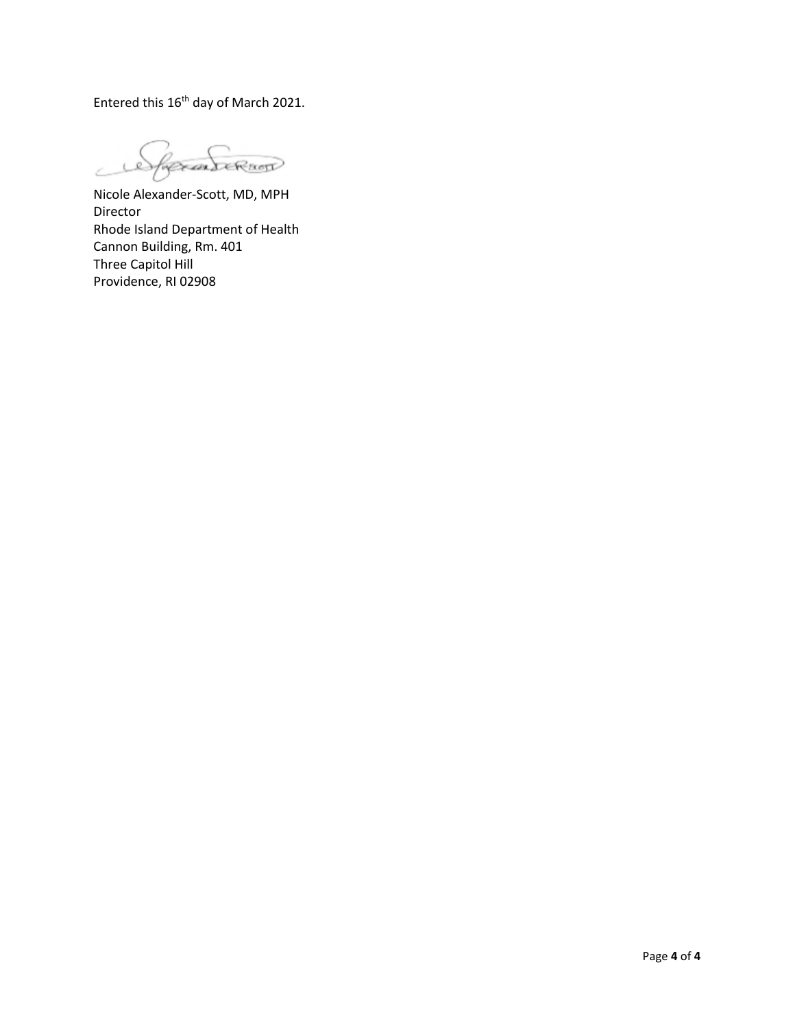Entered this 16th day of March 2021.

Nicole Alexander-Scott, MD, MPH
Director
Rhode Island Department of Health
Cannon Building, Rm. 401
Three Capitol Hill
Providence, RI 02908